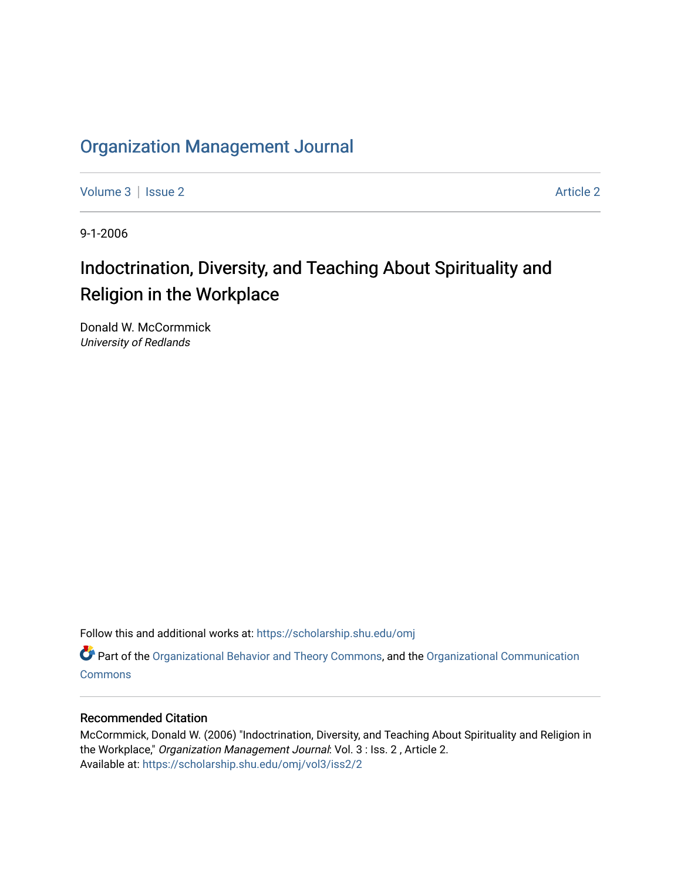# Organization Management Journal

Volume 3 | Issue 2 Article 2

9-1-2006

## Indoctrination, Diversity, and Teaching About Spirituality and Religion in the Workplace

Donald W. McCormmick
*University of Redlands*

Follow this and additional works at: https://scholarship.shu.edu/omj

Part of the Organizational Behavior and Theory Commons, and the Organizational Communication Commons

### Recommended Citation

McCormmick, Donald W. (2006) "Indoctrination, Diversity, and Teaching About Spirituality and Religion in the Workplace," *Organization Management Journal*: Vol. 3 : Iss. 2 , Article 2.
Available at: https://scholarship.shu.edu/omj/vol3/iss2/2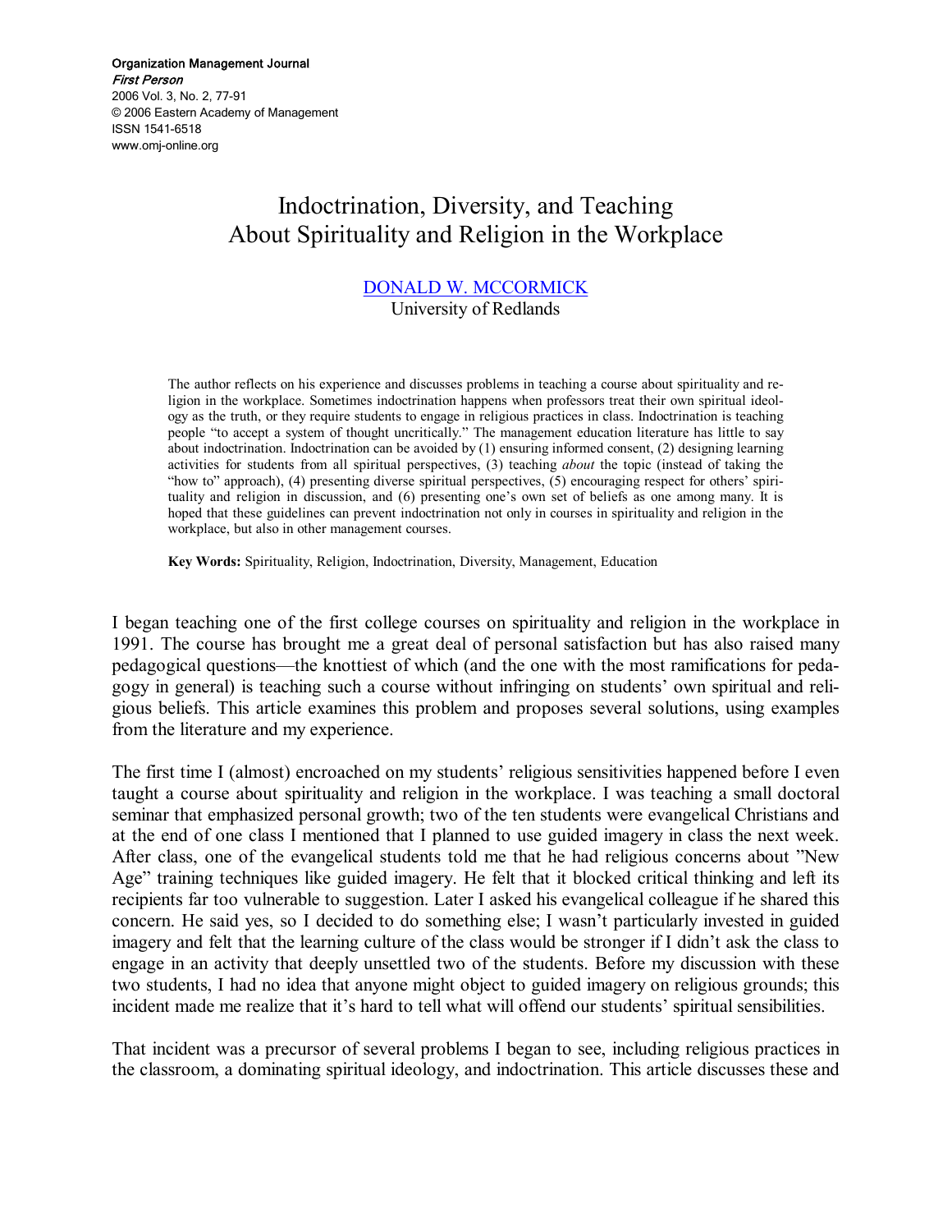Organization Management Journal
*First Person*
2006 Vol. 3, No. 2, 77-91
© 2006 Eastern Academy of Management
ISSN 1541-6518
www.omj-online.org

# Indoctrination, Diversity, and Teaching About Spirituality and Religion in the Workplace

DONALD W. MCCORMICK
University of Redlands

The author reflects on his experience and discusses problems in teaching a course about spirituality and religion in the workplace. Sometimes indoctrination happens when professors treat their own spiritual ideology as the truth, or they require students to engage in religious practices in class. Indoctrination is teaching people "to accept a system of thought uncritically." The management education literature has little to say about indoctrination. Indoctrination can be avoided by (1) ensuring informed consent, (2) designing learning activities for students from all spiritual perspectives, (3) teaching *about* the topic (instead of taking the "how to" approach), (4) presenting diverse spiritual perspectives, (5) encouraging respect for others' spirituality and religion in discussion, and (6) presenting one's own set of beliefs as one among many. It is hoped that these guidelines can prevent indoctrination not only in courses in spirituality and religion in the workplace, but also in other management courses.

**Key Words:** Spirituality, Religion, Indoctrination, Diversity, Management, Education

I began teaching one of the first college courses on spirituality and religion in the workplace in 1991. The course has brought me a great deal of personal satisfaction but has also raised many pedagogical questions—the knottiest of which (and the one with the most ramifications for pedagogy in general) is teaching such a course without infringing on students' own spiritual and religious beliefs. This article examines this problem and proposes several solutions, using examples from the literature and my experience.

The first time I (almost) encroached on my students' religious sensitivities happened before I even taught a course about spirituality and religion in the workplace. I was teaching a small doctoral seminar that emphasized personal growth; two of the ten students were evangelical Christians and at the end of one class I mentioned that I planned to use guided imagery in class the next week. After class, one of the evangelical students told me that he had religious concerns about "New Age" training techniques like guided imagery. He felt that it blocked critical thinking and left its recipients far too vulnerable to suggestion. Later I asked his evangelical colleague if he shared this concern. He said yes, so I decided to do something else; I wasn't particularly invested in guided imagery and felt that the learning culture of the class would be stronger if I didn't ask the class to engage in an activity that deeply unsettled two of the students. Before my discussion with these two students, I had no idea that anyone might object to guided imagery on religious grounds; this incident made me realize that it's hard to tell what will offend our students' spiritual sensibilities.

That incident was a precursor of several problems I began to see, including religious practices in the classroom, a dominating spiritual ideology, and indoctrination. This article discusses these and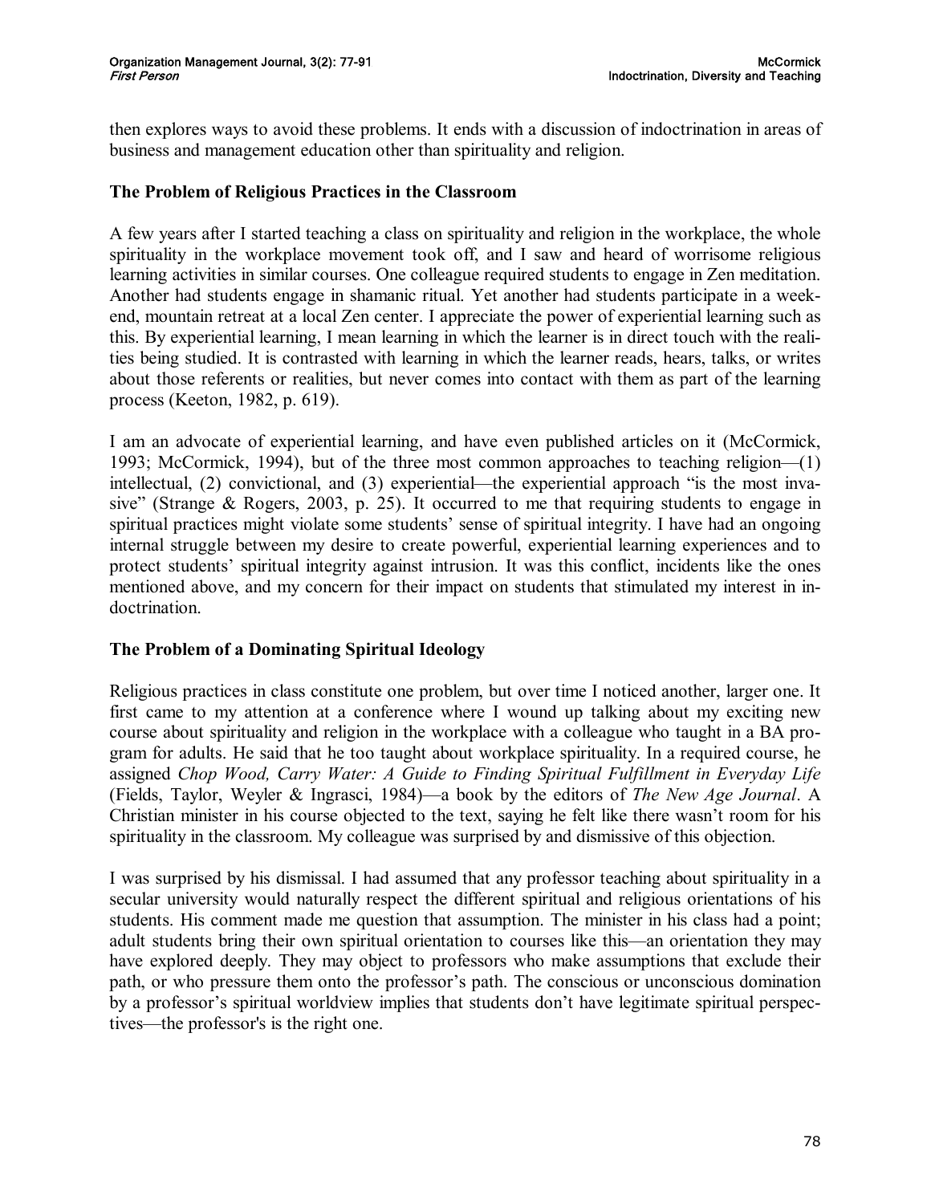then explores ways to avoid these problems. It ends with a discussion of indoctrination in areas of business and management education other than spirituality and religion.

## The Problem of Religious Practices in the Classroom

A few years after I started teaching a class on spirituality and religion in the workplace, the whole spirituality in the workplace movement took off, and I saw and heard of worrisome religious learning activities in similar courses. One colleague required students to engage in Zen meditation. Another had students engage in shamanic ritual. Yet another had students participate in a week-end, mountain retreat at a local Zen center. I appreciate the power of experiential learning such as this. By experiential learning, I mean learning in which the learner is in direct touch with the realities being studied. It is contrasted with learning in which the learner reads, hears, talks, or writes about those referents or realities, but never comes into contact with them as part of the learning process (Keeton, 1982, p. 619).

I am an advocate of experiential learning, and have even published articles on it (McCormick, 1993; McCormick, 1994), but of the three most common approaches to teaching religion—(1) intellectual, (2) convictional, and (3) experiential—the experiential approach "is the most invasive" (Strange & Rogers, 2003, p. 25). It occurred to me that requiring students to engage in spiritual practices might violate some students' sense of spiritual integrity. I have had an ongoing internal struggle between my desire to create powerful, experiential learning experiences and to protect students' spiritual integrity against intrusion. It was this conflict, incidents like the ones mentioned above, and my concern for their impact on students that stimulated my interest in indoctrination.

## The Problem of a Dominating Spiritual Ideology

Religious practices in class constitute one problem, but over time I noticed another, larger one. It first came to my attention at a conference where I wound up talking about my exciting new course about spirituality and religion in the workplace with a colleague who taught in a BA program for adults. He said that he too taught about workplace spirituality. In a required course, he assigned *Chop Wood, Carry Water: A Guide to Finding Spiritual Fulfillment in Everyday Life* (Fields, Taylor, Weyler & Ingrasci, 1984)—a book by the editors of *The New Age Journal*. A Christian minister in his course objected to the text, saying he felt like there wasn't room for his spirituality in the classroom. My colleague was surprised by and dismissive of this objection.

I was surprised by his dismissal. I had assumed that any professor teaching about spirituality in a secular university would naturally respect the different spiritual and religious orientations of his students. His comment made me question that assumption. The minister in his class had a point; adult students bring their own spiritual orientation to courses like this—an orientation they may have explored deeply. They may object to professors who make assumptions that exclude their path, or who pressure them onto the professor's path. The conscious or unconscious domination by a professor's spiritual worldview implies that students don't have legitimate spiritual perspectives—the professor's is the right one.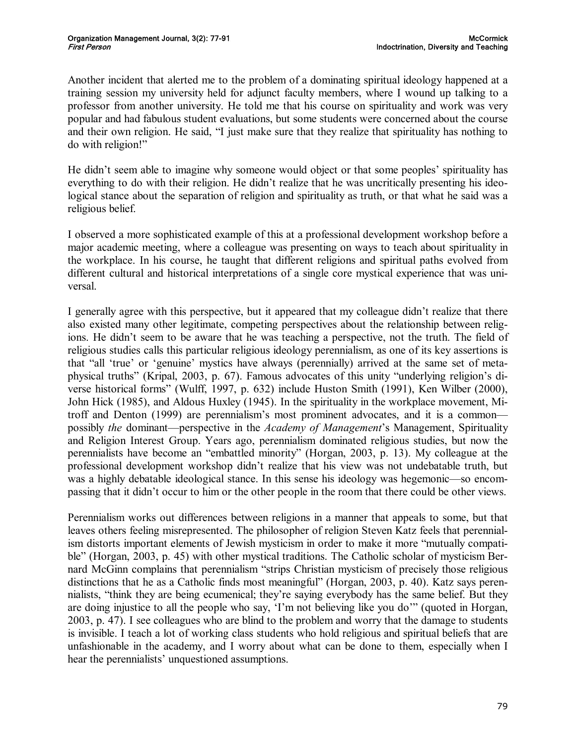Another incident that alerted me to the problem of a dominating spiritual ideology happened at a training session my university held for adjunct faculty members, where I wound up talking to a professor from another university. He told me that his course on spirituality and work was very popular and had fabulous student evaluations, but some students were concerned about the course and their own religion. He said, "I just make sure that they realize that spirituality has nothing to do with religion!"

He didn't seem able to imagine why someone would object or that some peoples' spirituality has everything to do with their religion. He didn't realize that he was uncritically presenting his ideological stance about the separation of religion and spirituality as truth, or that what he said was a religious belief.

I observed a more sophisticated example of this at a professional development workshop before a major academic meeting, where a colleague was presenting on ways to teach about spirituality in the workplace. In his course, he taught that different religions and spiritual paths evolved from different cultural and historical interpretations of a single core mystical experience that was universal.

I generally agree with this perspective, but it appeared that my colleague didn't realize that there also existed many other legitimate, competing perspectives about the relationship between religions. He didn't seem to be aware that he was teaching a perspective, not the truth. The field of religious studies calls this particular religious ideology perennialism, as one of its key assertions is that "all 'true' or 'genuine' mystics have always (perennially) arrived at the same set of metaphysical truths" (Kripal, 2003, p. 67). Famous advocates of this unity "underlying religion's diverse historical forms" (Wulff, 1997, p. 632) include Huston Smith (1991), Ken Wilber (2000), John Hick (1985), and Aldous Huxley (1945). In the spirituality in the workplace movement, Mitroff and Denton (1999) are perennialism's most prominent advocates, and it is a common—possibly *the* dominant—perspective in the *Academy of Management*'s Management, Spirituality and Religion Interest Group. Years ago, perennialism dominated religious studies, but now the perennialists have become an "embattled minority" (Horgan, 2003, p. 13). My colleague at the professional development workshop didn't realize that his view was not undebatable truth, but was a highly debatable ideological stance. In this sense his ideology was hegemonic—so encompassing that it didn't occur to him or the other people in the room that there could be other views.

Perennialism works out differences between religions in a manner that appeals to some, but that leaves others feeling misrepresented. The philosopher of religion Steven Katz feels that perennialism distorts important elements of Jewish mysticism in order to make it more "mutually compatible" (Horgan, 2003, p. 45) with other mystical traditions. The Catholic scholar of mysticism Bernard McGinn complains that perennialism "strips Christian mysticism of precisely those religious distinctions that he as a Catholic finds most meaningful" (Horgan, 2003, p. 40). Katz says perennialists, "think they are being ecumenical; they're saying everybody has the same belief. But they are doing injustice to all the people who say, 'I'm not believing like you do'" (quoted in Horgan, 2003, p. 47). I see colleagues who are blind to the problem and worry that the damage to students is invisible. I teach a lot of working class students who hold religious and spiritual beliefs that are unfashionable in the academy, and I worry about what can be done to them, especially when I hear the perennialists' unquestioned assumptions.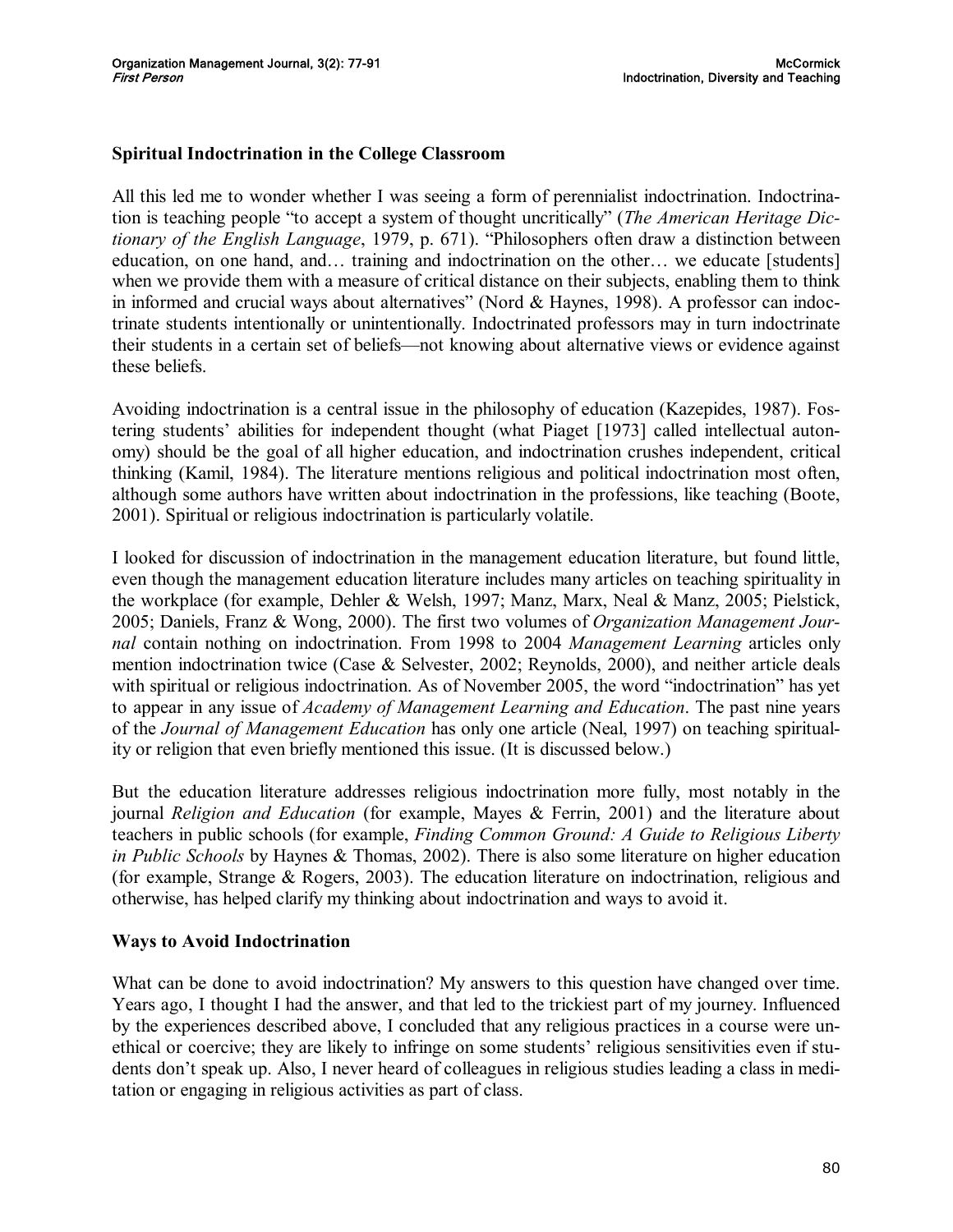## Spiritual Indoctrination in the College Classroom

All this led me to wonder whether I was seeing a form of perennialist indoctrination. Indoctrination is teaching people "to accept a system of thought uncritically" (*The American Heritage Dictionary of the English Language*, 1979, p. 671). "Philosophers often draw a distinction between education, on one hand, and… training and indoctrination on the other… we educate [students] when we provide them with a measure of critical distance on their subjects, enabling them to think in informed and crucial ways about alternatives" (Nord & Haynes, 1998). A professor can indoctrinate students intentionally or unintentionally. Indoctrinated professors may in turn indoctrinate their students in a certain set of beliefs—not knowing about alternative views or evidence against these beliefs.

Avoiding indoctrination is a central issue in the philosophy of education (Kazepides, 1987). Fostering students' abilities for independent thought (what Piaget [1973] called intellectual autonomy) should be the goal of all higher education, and indoctrination crushes independent, critical thinking (Kamil, 1984). The literature mentions religious and political indoctrination most often, although some authors have written about indoctrination in the professions, like teaching (Boote, 2001). Spiritual or religious indoctrination is particularly volatile.

I looked for discussion of indoctrination in the management education literature, but found little, even though the management education literature includes many articles on teaching spirituality in the workplace (for example, Dehler & Welsh, 1997; Manz, Marx, Neal & Manz, 2005; Pielstick, 2005; Daniels, Franz & Wong, 2000). The first two volumes of *Organization Management Journal* contain nothing on indoctrination. From 1998 to 2004 *Management Learning* articles only mention indoctrination twice (Case & Selvester, 2002; Reynolds, 2000), and neither article deals with spiritual or religious indoctrination. As of November 2005, the word "indoctrination" has yet to appear in any issue of *Academy of Management Learning and Education*. The past nine years of the *Journal of Management Education* has only one article (Neal, 1997) on teaching spirituality or religion that even briefly mentioned this issue. (It is discussed below.)

But the education literature addresses religious indoctrination more fully, most notably in the journal *Religion and Education* (for example, Mayes & Ferrin, 2001) and the literature about teachers in public schools (for example, *Finding Common Ground: A Guide to Religious Liberty in Public Schools* by Haynes & Thomas, 2002). There is also some literature on higher education (for example, Strange & Rogers, 2003). The education literature on indoctrination, religious and otherwise, has helped clarify my thinking about indoctrination and ways to avoid it.

## Ways to Avoid Indoctrination

What can be done to avoid indoctrination? My answers to this question have changed over time. Years ago, I thought I had the answer, and that led to the trickiest part of my journey. Influenced by the experiences described above, I concluded that any religious practices in a course were unethical or coercive; they are likely to infringe on some students' religious sensitivities even if students don't speak up. Also, I never heard of colleagues in religious studies leading a class in meditation or engaging in religious activities as part of class.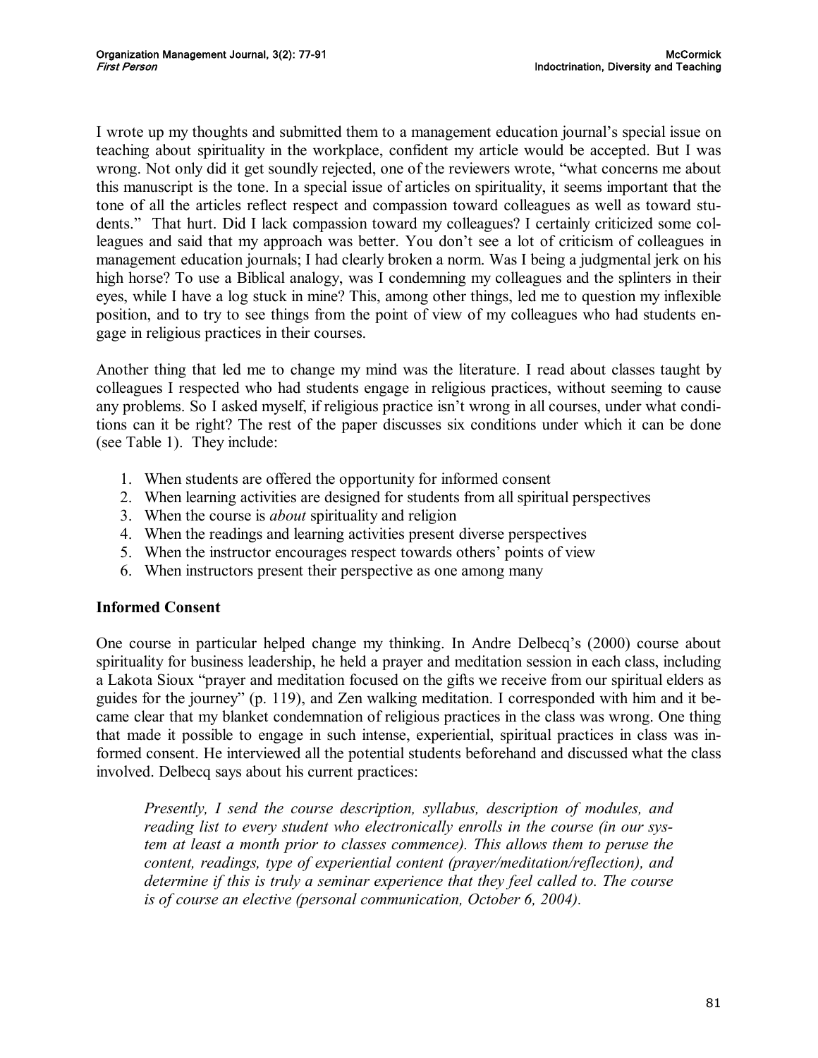I wrote up my thoughts and submitted them to a management education journal's special issue on teaching about spirituality in the workplace, confident my article would be accepted. But I was wrong. Not only did it get soundly rejected, one of the reviewers wrote, "what concerns me about this manuscript is the tone. In a special issue of articles on spirituality, it seems important that the tone of all the articles reflect respect and compassion toward colleagues as well as toward students." That hurt. Did I lack compassion toward my colleagues? I certainly criticized some colleagues and said that my approach was better. You don't see a lot of criticism of colleagues in management education journals; I had clearly broken a norm. Was I being a judgmental jerk on his high horse? To use a Biblical analogy, was I condemning my colleagues and the splinters in their eyes, while I have a log stuck in mine? This, among other things, led me to question my inflexible position, and to try to see things from the point of view of my colleagues who had students engage in religious practices in their courses.

Another thing that led me to change my mind was the literature. I read about classes taught by colleagues I respected who had students engage in religious practices, without seeming to cause any problems. So I asked myself, if religious practice isn't wrong in all courses, under what conditions can it be right? The rest of the paper discusses six conditions under which it can be done (see Table 1). They include:

1. When students are offered the opportunity for informed consent
2. When learning activities are designed for students from all spiritual perspectives
3. When the course is *about* spirituality and religion
4. When the readings and learning activities present diverse perspectives
5. When the instructor encourages respect towards others' points of view
6. When instructors present their perspective as one among many

## Informed Consent

One course in particular helped change my thinking. In Andre Delbecq's (2000) course about spirituality for business leadership, he held a prayer and meditation session in each class, including a Lakota Sioux "prayer and meditation focused on the gifts we receive from our spiritual elders as guides for the journey" (p. 119), and Zen walking meditation. I corresponded with him and it became clear that my blanket condemnation of religious practices in the class was wrong. One thing that made it possible to engage in such intense, experiential, spiritual practices in class was informed consent. He interviewed all the potential students beforehand and discussed what the class involved. Delbecq says about his current practices:

> *Presently, I send the course description, syllabus, description of modules, and reading list to every student who electronically enrolls in the course (in our system at least a month prior to classes commence). This allows them to peruse the content, readings, type of experiential content (prayer/meditation/reflection), and determine if this is truly a seminar experience that they feel called to. The course is of course an elective (personal communication, October 6, 2004).*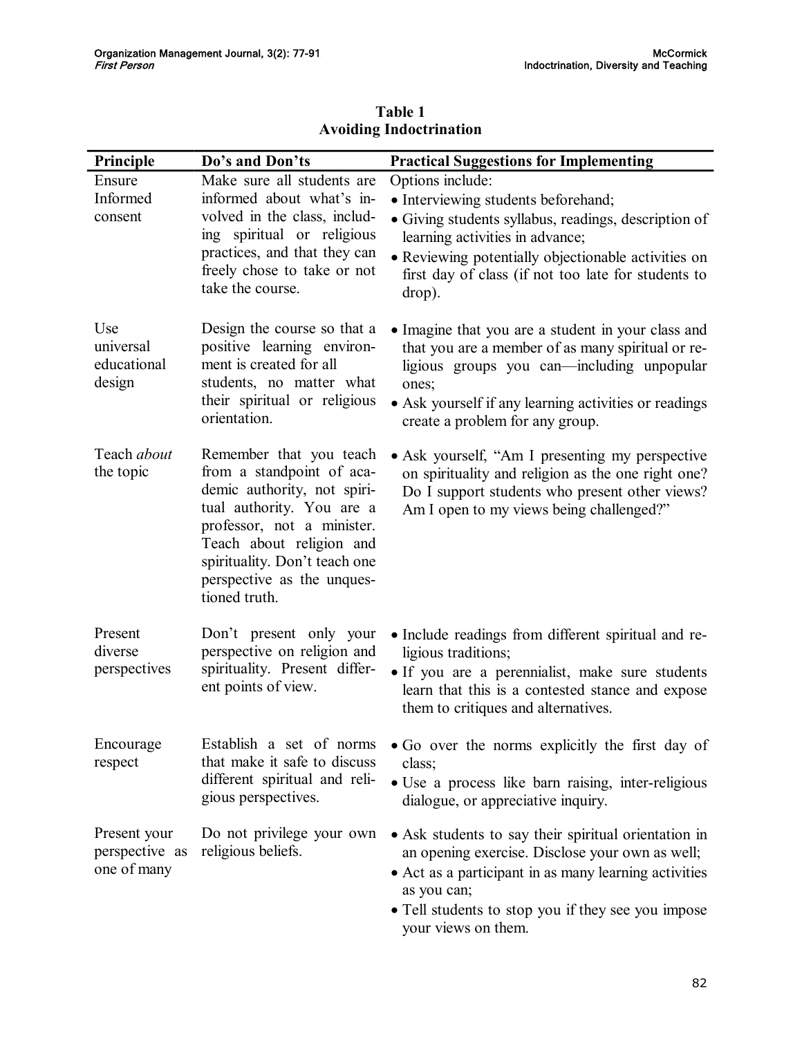**Table 1**
**Avoiding Indoctrination**

| Principle | Do's and Don'ts | Practical Suggestions for Implementing |
|---|---|---|
| Ensure Informed consent | Make sure all students are informed about what's involved in the class, including spiritual or religious practices, and that they can freely chose to take or not take the course. | Options include: • Interviewing students beforehand; • Giving students syllabus, readings, description of learning activities in advance; • Reviewing potentially objectionable activities on first day of class (if not too late for students to drop). |
| Use universal educational design | Design the course so that a positive learning environment is created for all students, no matter what their spiritual or religious orientation. | • Imagine that you are a student in your class and that you are a member of as many spiritual or religious groups you can—including unpopular ones; • Ask yourself if any learning activities or readings create a problem for any group. |
| Teach *about* the topic | Remember that you teach from a standpoint of academic authority, not spiritual authority. You are a professor, not a minister. Teach about religion and spirituality. Don't teach one perspective as the unquestioned truth. | • Ask yourself, "Am I presenting my perspective on spirituality and religion as the one right one? Do I support students who present other views? Am I open to my views being challenged?" |
| Present diverse perspectives | Don't present only your perspective on religion and spirituality. Present different points of view. | • Include readings from different spiritual and religious traditions; • If you are a perennialist, make sure students learn that this is a contested stance and expose them to critiques and alternatives. |
| Encourage respect | Establish a set of norms that make it safe to discuss different spiritual and religious perspectives. | • Go over the norms explicitly the first day of class; • Use a process like barn raising, inter-religious dialogue, or appreciative inquiry. |
| Present your perspective as one of many | Do not privilege your own religious beliefs. | • Ask students to say their spiritual orientation in an opening exercise. Disclose your own as well; • Act as a participant in as many learning activities as you can; • Tell students to stop you if they see you impose your views on them. |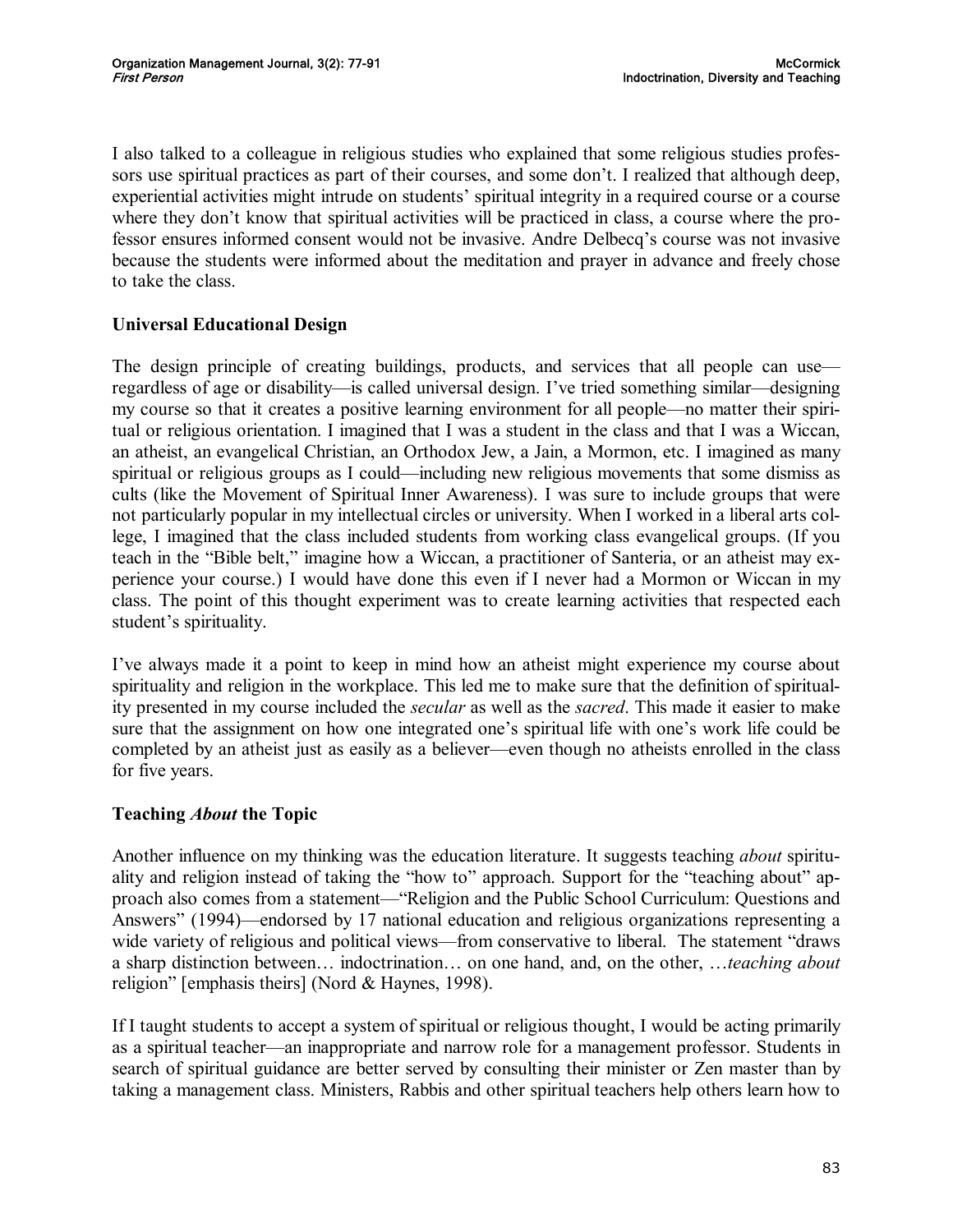I also talked to a colleague in religious studies who explained that some religious studies professors use spiritual practices as part of their courses, and some don't. I realized that although deep, experiential activities might intrude on students' spiritual integrity in a required course or a course where they don't know that spiritual activities will be practiced in class, a course where the professor ensures informed consent would not be invasive. Andre Delbecq's course was not invasive because the students were informed about the meditation and prayer in advance and freely chose to take the class.

### Universal Educational Design

The design principle of creating buildings, products, and services that all people can use—regardless of age or disability—is called universal design. I've tried something similar—designing my course so that it creates a positive learning environment for all people—no matter their spiritual or religious orientation. I imagined that I was a student in the class and that I was a Wiccan, an atheist, an evangelical Christian, an Orthodox Jew, a Jain, a Mormon, etc. I imagined as many spiritual or religious groups as I could—including new religious movements that some dismiss as cults (like the Movement of Spiritual Inner Awareness). I was sure to include groups that were not particularly popular in my intellectual circles or university. When I worked in a liberal arts college, I imagined that the class included students from working class evangelical groups. (If you teach in the "Bible belt," imagine how a Wiccan, a practitioner of Santeria, or an atheist may experience your course.) I would have done this even if I never had a Mormon or Wiccan in my class. The point of this thought experiment was to create learning activities that respected each student's spirituality.

I've always made it a point to keep in mind how an atheist might experience my course about spirituality and religion in the workplace. This led me to make sure that the definition of spirituality presented in my course included the *secular* as well as the *sacred*. This made it easier to make sure that the assignment on how one integrated one's spiritual life with one's work life could be completed by an atheist just as easily as a believer—even though no atheists enrolled in the class for five years.

### Teaching *About* the Topic

Another influence on my thinking was the education literature. It suggests teaching *about* spirituality and religion instead of taking the "how to" approach. Support for the "teaching about" approach also comes from a statement—"Religion and the Public School Curriculum: Questions and Answers" (1994)—endorsed by 17 national education and religious organizations representing a wide variety of religious and political views—from conservative to liberal. The statement "draws a sharp distinction between… indoctrination… on one hand, and, on the other, …*teaching about* religion" [emphasis theirs] (Nord & Haynes, 1998).

If I taught students to accept a system of spiritual or religious thought, I would be acting primarily as a spiritual teacher—an inappropriate and narrow role for a management professor. Students in search of spiritual guidance are better served by consulting their minister or Zen master than by taking a management class. Ministers, Rabbis and other spiritual teachers help others learn how to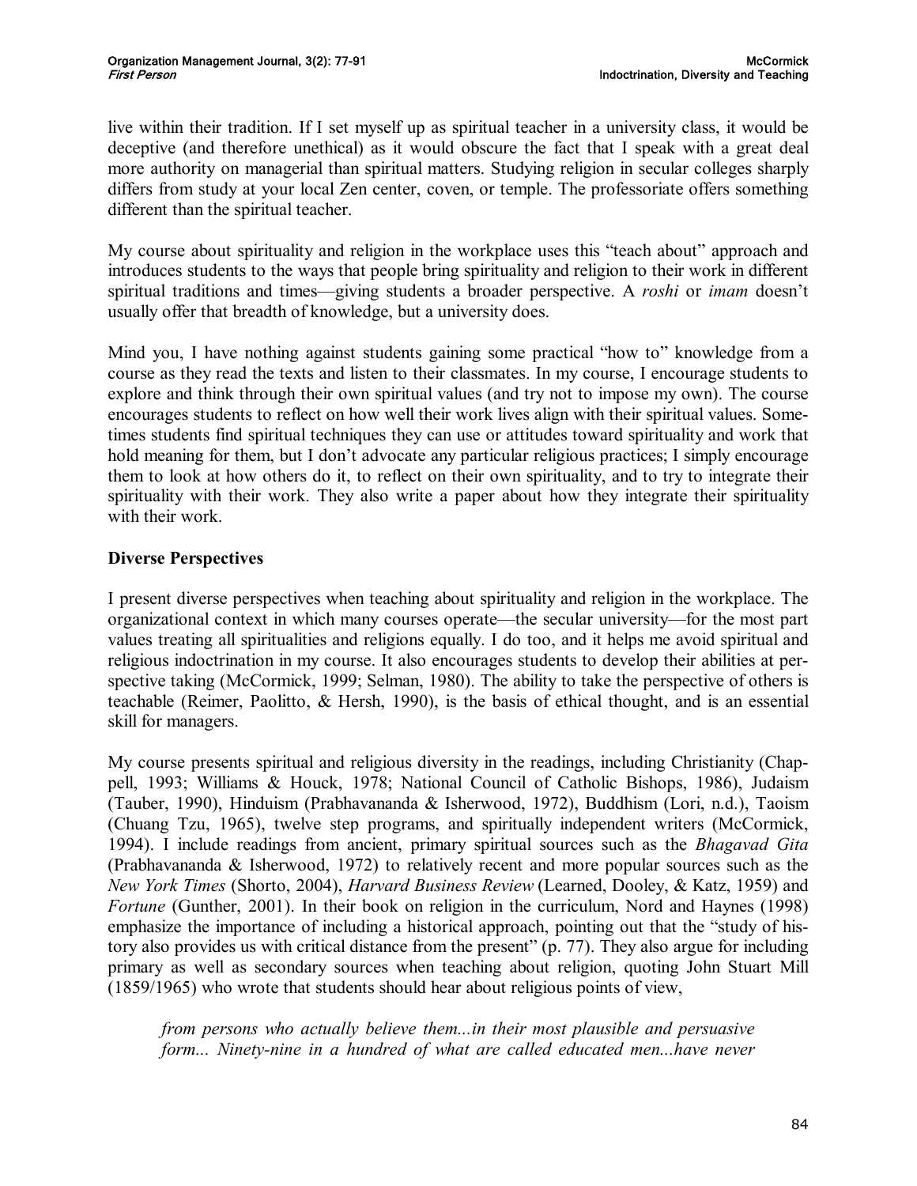live within their tradition. If I set myself up as spiritual teacher in a university class, it would be deceptive (and therefore unethical) as it would obscure the fact that I speak with a great deal more authority on managerial than spiritual matters. Studying religion in secular colleges sharply differs from study at your local Zen center, coven, or temple. The professoriate offers something different than the spiritual teacher.

My course about spirituality and religion in the workplace uses this "teach about" approach and introduces students to the ways that people bring spirituality and religion to their work in different spiritual traditions and times—giving students a broader perspective. A *roshi* or *imam* doesn't usually offer that breadth of knowledge, but a university does.

Mind you, I have nothing against students gaining some practical "how to" knowledge from a course as they read the texts and listen to their classmates. In my course, I encourage students to explore and think through their own spiritual values (and try not to impose my own). The course encourages students to reflect on how well their work lives align with their spiritual values. Sometimes students find spiritual techniques they can use or attitudes toward spirituality and work that hold meaning for them, but I don't advocate any particular religious practices; I simply encourage them to look at how others do it, to reflect on their own spirituality, and to try to integrate their spirituality with their work. They also write a paper about how they integrate their spirituality with their work.

## Diverse Perspectives

I present diverse perspectives when teaching about spirituality and religion in the workplace. The organizational context in which many courses operate—the secular university—for the most part values treating all spiritualities and religions equally. I do too, and it helps me avoid spiritual and religious indoctrination in my course. It also encourages students to develop their abilities at perspective taking (McCormick, 1999; Selman, 1980). The ability to take the perspective of others is teachable (Reimer, Paolitto, & Hersh, 1990), is the basis of ethical thought, and is an essential skill for managers.

My course presents spiritual and religious diversity in the readings, including Christianity (Chappell, 1993; Williams & Houck, 1978; National Council of Catholic Bishops, 1986), Judaism (Tauber, 1990), Hinduism (Prabhavananda & Isherwood, 1972), Buddhism (Lori, n.d.), Taoism (Chuang Tzu, 1965), twelve step programs, and spiritually independent writers (McCormick, 1994). I include readings from ancient, primary spiritual sources such as the *Bhagavad Gita* (Prabhavananda & Isherwood, 1972) to relatively recent and more popular sources such as the *New York Times* (Shorto, 2004), *Harvard Business Review* (Learned, Dooley, & Katz, 1959) and *Fortune* (Gunther, 2001). In their book on religion in the curriculum, Nord and Haynes (1998) emphasize the importance of including a historical approach, pointing out that the "study of history also provides us with critical distance from the present" (p. 77). They also argue for including primary as well as secondary sources when teaching about religion, quoting John Stuart Mill (1859/1965) who wrote that students should hear about religious points of view,

> *from persons who actually believe them...in their most plausible and persuasive form... Ninety-nine in a hundred of what are called educated men...have never*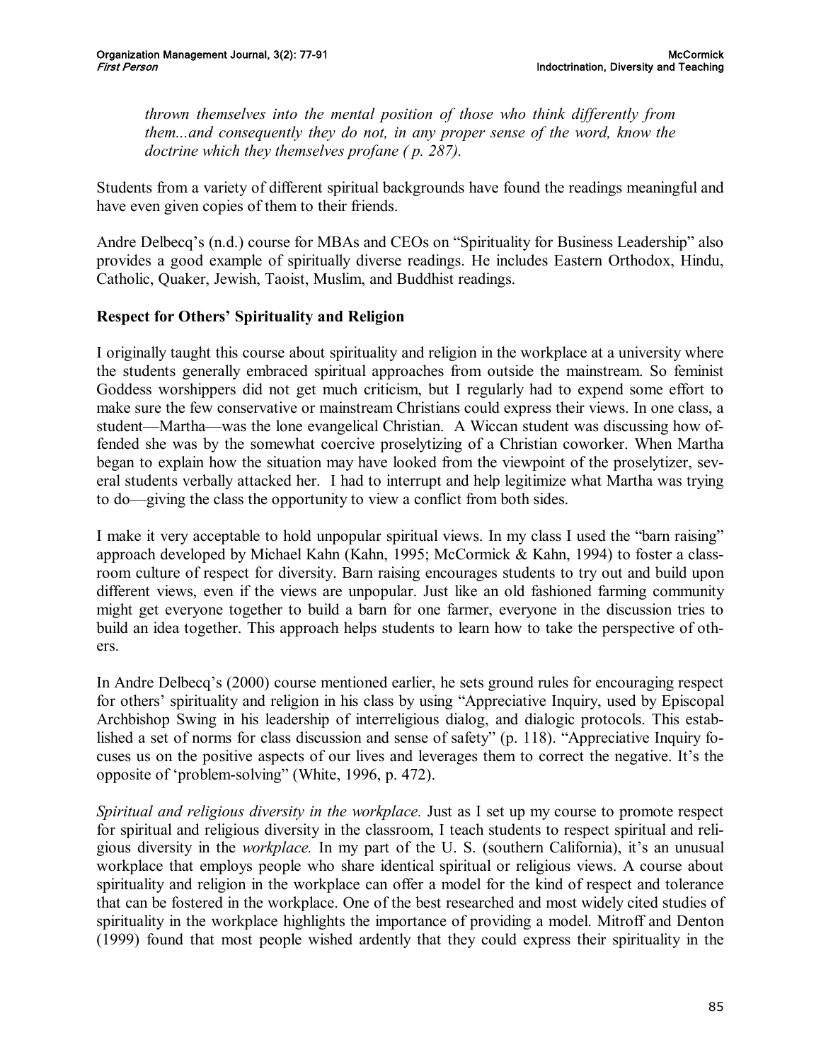*thrown themselves into the mental position of those who think differently from them...and consequently they do not, in any proper sense of the word, know the doctrine which they themselves profane ( p. 287).*

Students from a variety of different spiritual backgrounds have found the readings meaningful and have even given copies of them to their friends.

Andre Delbecq's (n.d.) course for MBAs and CEOs on "Spirituality for Business Leadership" also provides a good example of spiritually diverse readings. He includes Eastern Orthodox, Hindu, Catholic, Quaker, Jewish, Taoist, Muslim, and Buddhist readings.

**Respect for Others' Spirituality and Religion**

I originally taught this course about spirituality and religion in the workplace at a university where the students generally embraced spiritual approaches from outside the mainstream. So feminist Goddess worshippers did not get much criticism, but I regularly had to expend some effort to make sure the few conservative or mainstream Christians could express their views. In one class, a student—Martha—was the lone evangelical Christian. A Wiccan student was discussing how offended she was by the somewhat coercive proselytizing of a Christian coworker. When Martha began to explain how the situation may have looked from the viewpoint of the proselytizer, several students verbally attacked her. I had to interrupt and help legitimize what Martha was trying to do—giving the class the opportunity to view a conflict from both sides.

I make it very acceptable to hold unpopular spiritual views. In my class I used the "barn raising" approach developed by Michael Kahn (Kahn, 1995; McCormick & Kahn, 1994) to foster a classroom culture of respect for diversity. Barn raising encourages students to try out and build upon different views, even if the views are unpopular. Just like an old fashioned farming community might get everyone together to build a barn for one farmer, everyone in the discussion tries to build an idea together. This approach helps students to learn how to take the perspective of others.

In Andre Delbecq's (2000) course mentioned earlier, he sets ground rules for encouraging respect for others' spirituality and religion in his class by using "Appreciative Inquiry, used by Episcopal Archbishop Swing in his leadership of interreligious dialog, and dialogic protocols. This established a set of norms for class discussion and sense of safety" (p. 118). "Appreciative Inquiry focuses us on the positive aspects of our lives and leverages them to correct the negative. It's the opposite of 'problem-solving" (White, 1996, p. 472).

*Spiritual and religious diversity in the workplace.* Just as I set up my course to promote respect for spiritual and religious diversity in the classroom, I teach students to respect spiritual and religious diversity in the *workplace.* In my part of the U. S. (southern California), it's an unusual workplace that employs people who share identical spiritual or religious views. A course about spirituality and religion in the workplace can offer a model for the kind of respect and tolerance that can be fostered in the workplace. One of the best researched and most widely cited studies of spirituality in the workplace highlights the importance of providing a model. Mitroff and Denton (1999) found that most people wished ardently that they could express their spirituality in the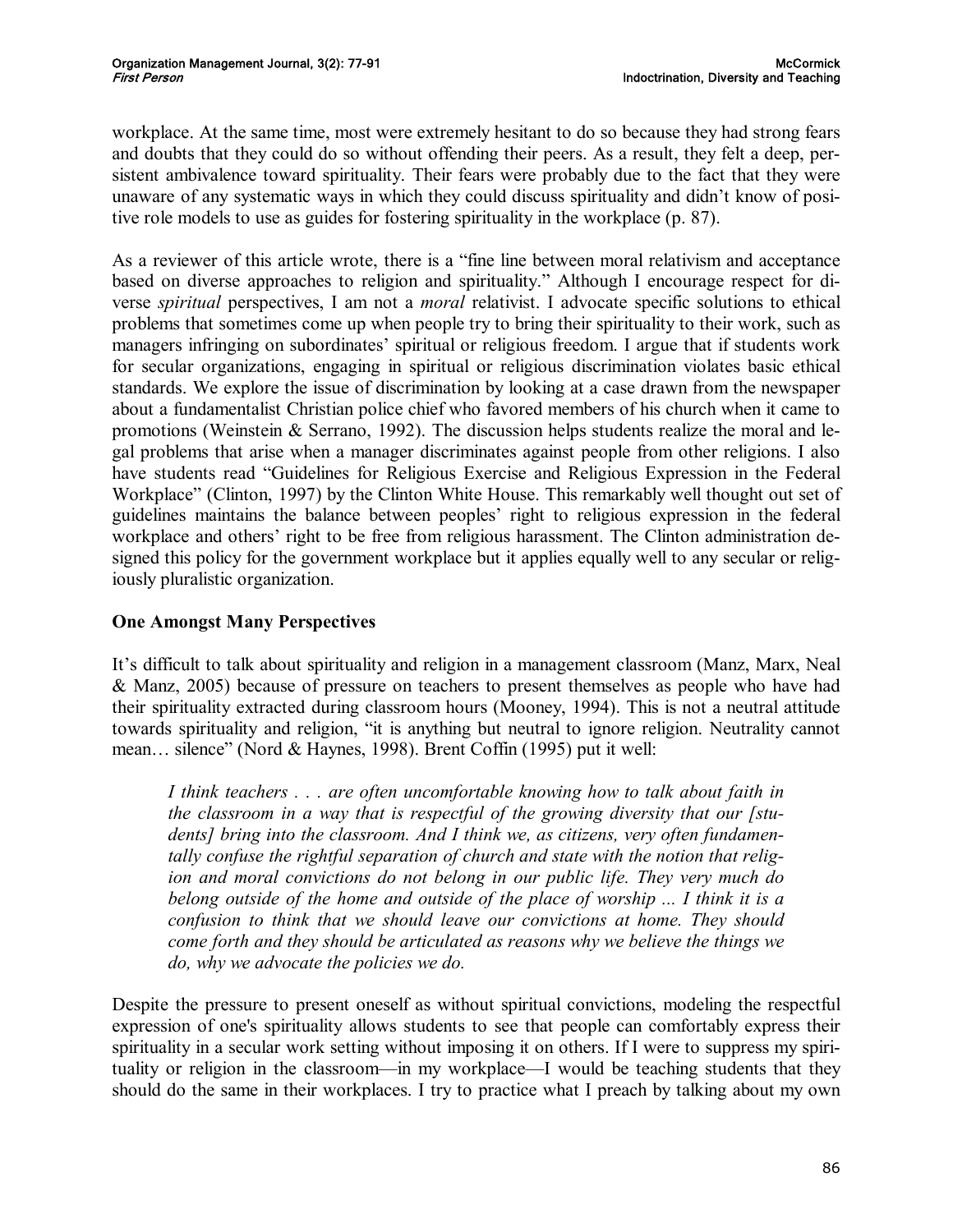workplace. At the same time, most were extremely hesitant to do so because they had strong fears and doubts that they could do so without offending their peers. As a result, they felt a deep, persistent ambivalence toward spirituality. Their fears were probably due to the fact that they were unaware of any systematic ways in which they could discuss spirituality and didn't know of positive role models to use as guides for fostering spirituality in the workplace (p. 87).

As a reviewer of this article wrote, there is a "fine line between moral relativism and acceptance based on diverse approaches to religion and spirituality." Although I encourage respect for diverse *spiritual* perspectives, I am not a *moral* relativist. I advocate specific solutions to ethical problems that sometimes come up when people try to bring their spirituality to their work, such as managers infringing on subordinates' spiritual or religious freedom. I argue that if students work for secular organizations, engaging in spiritual or religious discrimination violates basic ethical standards. We explore the issue of discrimination by looking at a case drawn from the newspaper about a fundamentalist Christian police chief who favored members of his church when it came to promotions (Weinstein & Serrano, 1992). The discussion helps students realize the moral and legal problems that arise when a manager discriminates against people from other religions. I also have students read "Guidelines for Religious Exercise and Religious Expression in the Federal Workplace" (Clinton, 1997) by the Clinton White House. This remarkably well thought out set of guidelines maintains the balance between peoples' right to religious expression in the federal workplace and others' right to be free from religious harassment. The Clinton administration designed this policy for the government workplace but it applies equally well to any secular or religiously pluralistic organization.

## One Amongst Many Perspectives

It's difficult to talk about spirituality and religion in a management classroom (Manz, Marx, Neal & Manz, 2005) because of pressure on teachers to present themselves as people who have had their spirituality extracted during classroom hours (Mooney, 1994). This is not a neutral attitude towards spirituality and religion, "it is anything but neutral to ignore religion. Neutrality cannot mean… silence" (Nord & Haynes, 1998). Brent Coffin (1995) put it well:

> *I think teachers . . . are often uncomfortable knowing how to talk about faith in the classroom in a way that is respectful of the growing diversity that our [students] bring into the classroom. And I think we, as citizens, very often fundamentally confuse the rightful separation of church and state with the notion that religion and moral convictions do not belong in our public life. They very much do belong outside of the home and outside of the place of worship ... I think it is a confusion to think that we should leave our convictions at home. They should come forth and they should be articulated as reasons why we believe the things we do, why we advocate the policies we do.*

Despite the pressure to present oneself as without spiritual convictions, modeling the respectful expression of one's spirituality allows students to see that people can comfortably express their spirituality in a secular work setting without imposing it on others. If I were to suppress my spirituality or religion in the classroom—in my workplace—I would be teaching students that they should do the same in their workplaces. I try to practice what I preach by talking about my own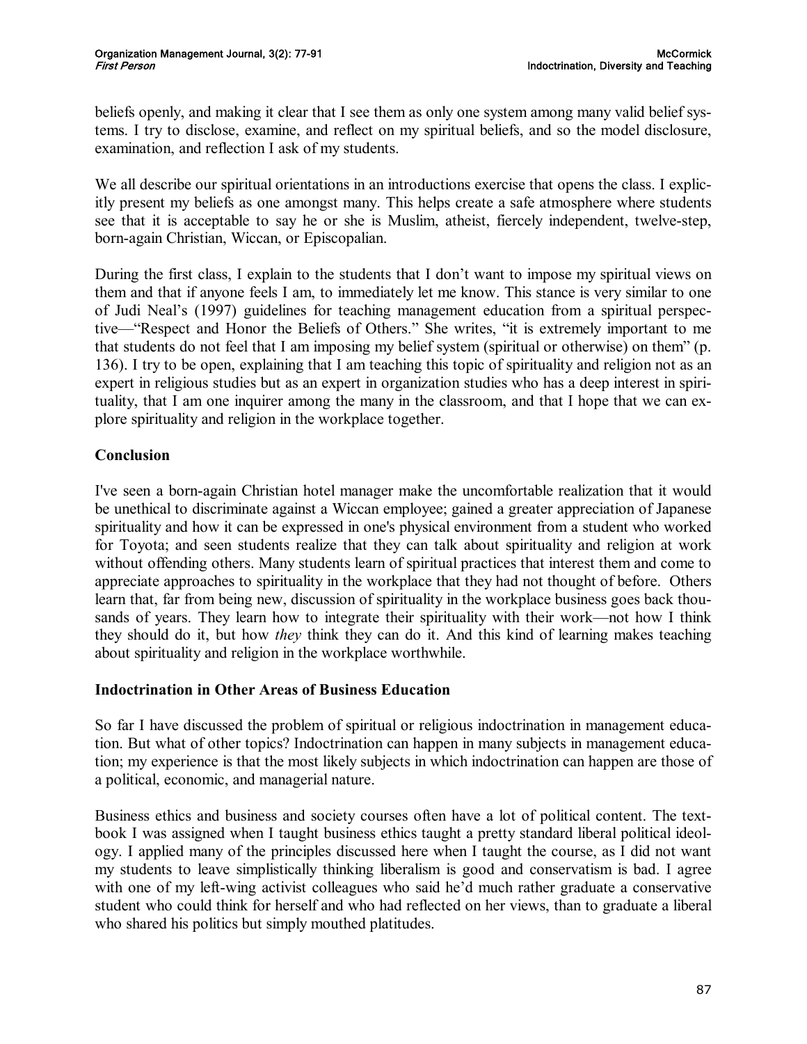beliefs openly, and making it clear that I see them as only one system among many valid belief systems. I try to disclose, examine, and reflect on my spiritual beliefs, and so the model disclosure, examination, and reflection I ask of my students.

We all describe our spiritual orientations in an introductions exercise that opens the class. I explicitly present my beliefs as one amongst many. This helps create a safe atmosphere where students see that it is acceptable to say he or she is Muslim, atheist, fiercely independent, twelve-step, born-again Christian, Wiccan, or Episcopalian.

During the first class, I explain to the students that I don't want to impose my spiritual views on them and that if anyone feels I am, to immediately let me know. This stance is very similar to one of Judi Neal's (1997) guidelines for teaching management education from a spiritual perspective—"Respect and Honor the Beliefs of Others." She writes, "it is extremely important to me that students do not feel that I am imposing my belief system (spiritual or otherwise) on them" (p. 136). I try to be open, explaining that I am teaching this topic of spirituality and religion not as an expert in religious studies but as an expert in organization studies who has a deep interest in spirituality, that I am one inquirer among the many in the classroom, and that I hope that we can explore spirituality and religion in the workplace together.

## Conclusion

I've seen a born-again Christian hotel manager make the uncomfortable realization that it would be unethical to discriminate against a Wiccan employee; gained a greater appreciation of Japanese spirituality and how it can be expressed in one's physical environment from a student who worked for Toyota; and seen students realize that they can talk about spirituality and religion at work without offending others. Many students learn of spiritual practices that interest them and come to appreciate approaches to spirituality in the workplace that they had not thought of before. Others learn that, far from being new, discussion of spirituality in the workplace business goes back thousands of years. They learn how to integrate their spirituality with their work—not how I think they should do it, but how *they* think they can do it. And this kind of learning makes teaching about spirituality and religion in the workplace worthwhile.

## Indoctrination in Other Areas of Business Education

So far I have discussed the problem of spiritual or religious indoctrination in management education. But what of other topics? Indoctrination can happen in many subjects in management education; my experience is that the most likely subjects in which indoctrination can happen are those of a political, economic, and managerial nature.

Business ethics and business and society courses often have a lot of political content. The textbook I was assigned when I taught business ethics taught a pretty standard liberal political ideology. I applied many of the principles discussed here when I taught the course, as I did not want my students to leave simplistically thinking liberalism is good and conservatism is bad. I agree with one of my left-wing activist colleagues who said he'd much rather graduate a conservative student who could think for herself and who had reflected on her views, than to graduate a liberal who shared his politics but simply mouthed platitudes.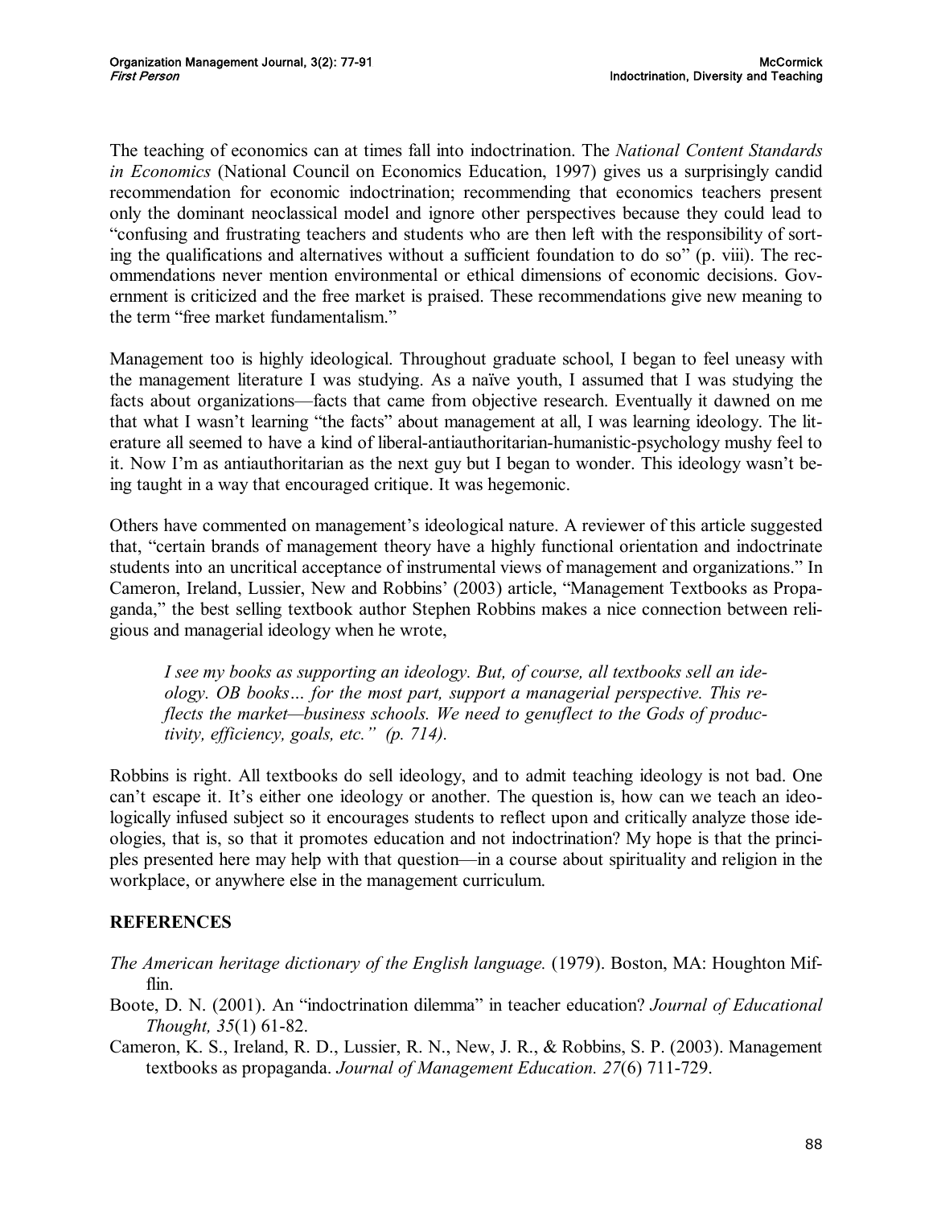The teaching of economics can at times fall into indoctrination. The *National Content Standards in Economics* (National Council on Economics Education, 1997) gives us a surprisingly candid recommendation for economic indoctrination; recommending that economics teachers present only the dominant neoclassical model and ignore other perspectives because they could lead to "confusing and frustrating teachers and students who are then left with the responsibility of sorting the qualifications and alternatives without a sufficient foundation to do so" (p. viii). The recommendations never mention environmental or ethical dimensions of economic decisions. Government is criticized and the free market is praised. These recommendations give new meaning to the term "free market fundamentalism."

Management too is highly ideological. Throughout graduate school, I began to feel uneasy with the management literature I was studying. As a naïve youth, I assumed that I was studying the facts about organizations—facts that came from objective research. Eventually it dawned on me that what I wasn't learning "the facts" about management at all, I was learning ideology. The literature all seemed to have a kind of liberal-antiauthoritarian-humanistic-psychology mushy feel to it. Now I'm as antiauthoritarian as the next guy but I began to wonder. This ideology wasn't being taught in a way that encouraged critique. It was hegemonic.

Others have commented on management's ideological nature. A reviewer of this article suggested that, "certain brands of management theory have a highly functional orientation and indoctrinate students into an uncritical acceptance of instrumental views of management and organizations." In Cameron, Ireland, Lussier, New and Robbins' (2003) article, "Management Textbooks as Propaganda," the best selling textbook author Stephen Robbins makes a nice connection between religious and managerial ideology when he wrote,

> *I see my books as supporting an ideology. But, of course, all textbooks sell an ideology. OB books… for the most part, support a managerial perspective. This reflects the market—business schools. We need to genuflect to the Gods of productivity, efficiency, goals, etc." (p. 714).*

Robbins is right. All textbooks do sell ideology, and to admit teaching ideology is not bad. One can't escape it. It's either one ideology or another. The question is, how can we teach an ideologically infused subject so it encourages students to reflect upon and critically analyze those ideologies, that is, so that it promotes education and not indoctrination? My hope is that the principles presented here may help with that question—in a course about spirituality and religion in the workplace, or anywhere else in the management curriculum.

## REFERENCES

*The American heritage dictionary of the English language.* (1979). Boston, MA: Houghton Mifflin.

Boote, D. N. (2001). An "indoctrination dilemma" in teacher education? *Journal of Educational Thought, 35*(1) 61-82.

Cameron, K. S., Ireland, R. D., Lussier, R. N., New, J. R., & Robbins, S. P. (2003). Management textbooks as propaganda. *Journal of Management Education. 27*(6) 711-729.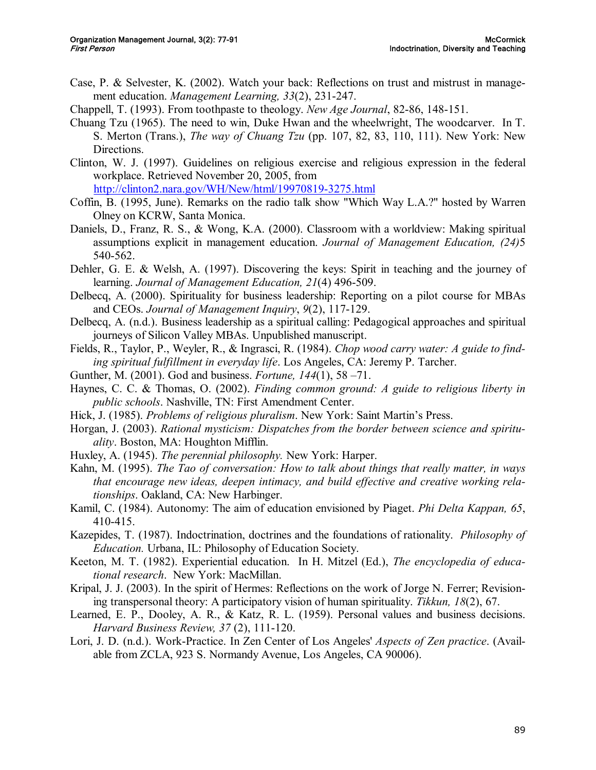Case, P. & Selvester, K. (2002). Watch your back: Reflections on trust and mistrust in management education. *Management Learning, 33*(2), 231-247.

Chappell, T. (1993). From toothpaste to theology. *New Age Journal*, 82-86, 148-151.

Chuang Tzu (1965). The need to win, Duke Hwan and the wheelwright, The woodcarver. In T. S. Merton (Trans.), *The way of Chuang Tzu* (pp. 107, 82, 83, 110, 111). New York: New Directions.

Clinton, W. J. (1997). Guidelines on religious exercise and religious expression in the federal workplace. Retrieved November 20, 2005, from http://clinton2.nara.gov/WH/New/html/19970819-3275.html

Coffin, B. (1995, June). Remarks on the radio talk show "Which Way L.A.?" hosted by Warren Olney on KCRW, Santa Monica.

Daniels, D., Franz, R. S., & Wong, K.A. (2000). Classroom with a worldview: Making spiritual assumptions explicit in management education. *Journal of Management Education, (24)*5 540-562.

Dehler, G. E. & Welsh, A. (1997). Discovering the keys: Spirit in teaching and the journey of learning. *Journal of Management Education, 21*(4) 496-509.

Delbecq, A. (2000). Spirituality for business leadership: Reporting on a pilot course for MBAs and CEOs. *Journal of Management Inquiry*, *9*(2), 117-129.

Delbecq, A. (n.d.). Business leadership as a spiritual calling: Pedagogical approaches and spiritual journeys of Silicon Valley MBAs. Unpublished manuscript.

Fields, R., Taylor, P., Weyler, R., & Ingrasci, R. (1984). *Chop wood carry water: A guide to finding spiritual fulfillment in everyday life*. Los Angeles, CA: Jeremy P. Tarcher.

Gunther, M. (2001). God and business. *Fortune, 144*(1), 58 –71.

Haynes, C. C. & Thomas, O. (2002). *Finding common ground: A guide to religious liberty in public schools*. Nashville, TN: First Amendment Center.

Hick, J. (1985). *Problems of religious pluralism*. New York: Saint Martin's Press.

Horgan, J. (2003). *Rational mysticism: Dispatches from the border between science and spirituality*. Boston, MA: Houghton Mifflin.

Huxley, A. (1945). *The perennial philosophy.* New York: Harper.

Kahn, M. (1995). *The Tao of conversation: How to talk about things that really matter, in ways that encourage new ideas, deepen intimacy, and build effective and creative working relationships*. Oakland, CA: New Harbinger.

Kamil, C. (1984). Autonomy: The aim of education envisioned by Piaget. *Phi Delta Kappan, 65*, 410-415.

Kazepides, T. (1987). Indoctrination, doctrines and the foundations of rationality. *Philosophy of Education.* Urbana, IL: Philosophy of Education Society.

Keeton, M. T. (1982). Experiential education. In H. Mitzel (Ed.), *The encyclopedia of educational research*. New York: MacMillan.

Kripal, J. J. (2003). In the spirit of Hermes: Reflections on the work of Jorge N. Ferrer; Revisioning transpersonal theory: A participatory vision of human spirituality. *Tikkun, 18*(2), 67.

Learned, E. P., Dooley, A. R., & Katz, R. L. (1959). Personal values and business decisions. *Harvard Business Review, 37* (2), 111-120.

Lori, J. D. (n.d.). Work-Practice. In Zen Center of Los Angeles' *Aspects of Zen practice*. (Available from ZCLA, 923 S. Normandy Avenue, Los Angeles, CA 90006).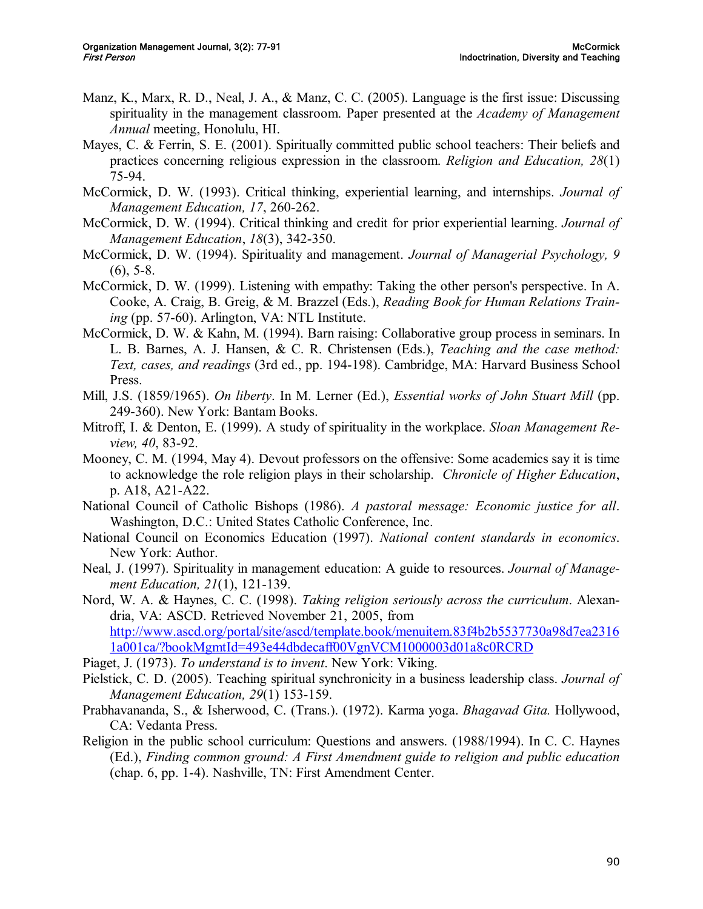Manz, K., Marx, R. D., Neal, J. A., & Manz, C. C. (2005). Language is the first issue: Discussing spirituality in the management classroom. Paper presented at the *Academy of Management Annual* meeting, Honolulu, HI.

Mayes, C. & Ferrin, S. E. (2001). Spiritually committed public school teachers: Their beliefs and practices concerning religious expression in the classroom. *Religion and Education, 28*(1) 75-94.

McCormick, D. W. (1993). Critical thinking, experiential learning, and internships. *Journal of Management Education, 17*, 260-262.

McCormick, D. W. (1994). Critical thinking and credit for prior experiential learning. *Journal of Management Education*, *18*(3), 342-350.

McCormick, D. W. (1994). Spirituality and management. *Journal of Managerial Psychology, 9* (6), 5-8.

McCormick, D. W. (1999). Listening with empathy: Taking the other person's perspective. In A. Cooke, A. Craig, B. Greig, & M. Brazzel (Eds.), *Reading Book for Human Relations Training* (pp. 57-60). Arlington, VA: NTL Institute.

McCormick, D. W. & Kahn, M. (1994). Barn raising: Collaborative group process in seminars. In L. B. Barnes, A. J. Hansen, & C. R. Christensen (Eds.), *Teaching and the case method: Text, cases, and readings* (3rd ed., pp. 194-198). Cambridge, MA: Harvard Business School Press.

Mill, J.S. (1859/1965). *On liberty*. In M. Lerner (Ed.), *Essential works of John Stuart Mill* (pp. 249-360). New York: Bantam Books.

Mitroff, I. & Denton, E. (1999). A study of spirituality in the workplace. *Sloan Management Review, 40*, 83-92.

Mooney, C. M. (1994, May 4). Devout professors on the offensive: Some academics say it is time to acknowledge the role religion plays in their scholarship. *Chronicle of Higher Education*, p. A18, A21-A22.

National Council of Catholic Bishops (1986). *A pastoral message: Economic justice for all*. Washington, D.C.: United States Catholic Conference, Inc.

National Council on Economics Education (1997). *National content standards in economics*. New York: Author.

Neal, J. (1997). Spirituality in management education: A guide to resources. *Journal of Management Education, 21*(1), 121-139.

Nord, W. A. & Haynes, C. C. (1998). *Taking religion seriously across the curriculum*. Alexandria, VA: ASCD. Retrieved November 21, 2005, from http://www.ascd.org/portal/site/ascd/template.book/menuitem.83f4b2b5537730a98d7ea23161a001ca/?bookMgmtId=493e44dbdecaff00VgnVCM1000003d01a8c0RCRD

Piaget, J. (1973). *To understand is to invent*. New York: Viking.

Pielstick, C. D. (2005). Teaching spiritual synchronicity in a business leadership class. *Journal of Management Education, 29*(1) 153-159.

Prabhavananda, S., & Isherwood, C. (Trans.). (1972). Karma yoga. *Bhagavad Gita.* Hollywood, CA: Vedanta Press.

Religion in the public school curriculum: Questions and answers. (1988/1994). In C. C. Haynes (Ed.), *Finding common ground: A First Amendment guide to religion and public education* (chap. 6, pp. 1-4). Nashville, TN: First Amendment Center.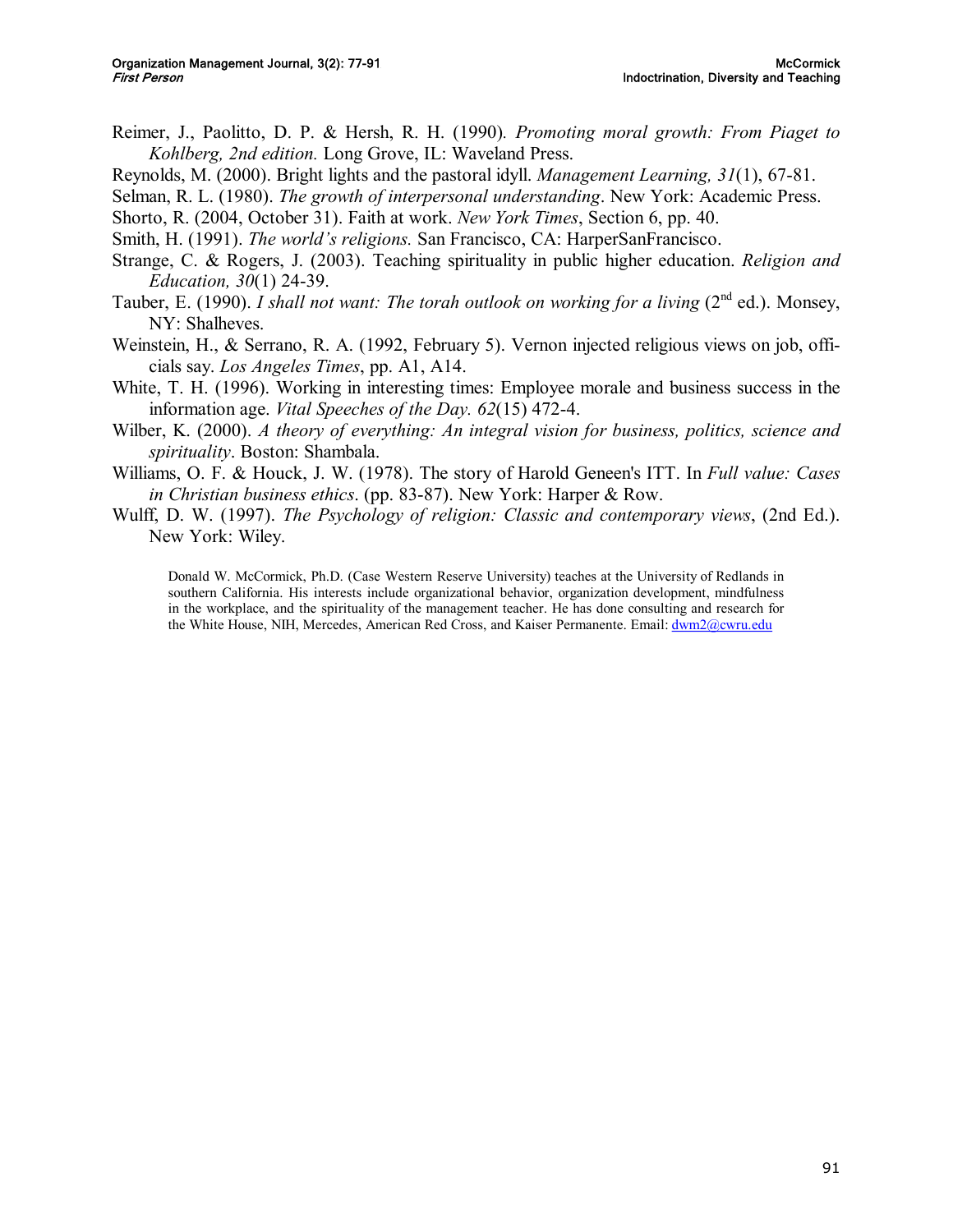Reimer, J., Paolitto, D. P. & Hersh, R. H. (1990). *Promoting moral growth: From Piaget to Kohlberg, 2nd edition.* Long Grove, IL: Waveland Press.

Reynolds, M. (2000). Bright lights and the pastoral idyll. *Management Learning, 31*(1), 67-81.

Selman, R. L. (1980). *The growth of interpersonal understanding*. New York: Academic Press.

Shorto, R. (2004, October 31). Faith at work. *New York Times*, Section 6, pp. 40.

Smith, H. (1991). *The world's religions.* San Francisco, CA: HarperSanFrancisco.

Strange, C. & Rogers, J. (2003). Teaching spirituality in public higher education. *Religion and Education, 30*(1) 24-39.

Tauber, E. (1990). *I shall not want: The torah outlook on working for a living* (2nd ed.). Monsey, NY: Shalheves.

Weinstein, H., & Serrano, R. A. (1992, February 5). Vernon injected religious views on job, officials say. *Los Angeles Times*, pp. A1, A14.

White, T. H. (1996). Working in interesting times: Employee morale and business success in the information age. *Vital Speeches of the Day. 62*(15) 472-4.

Wilber, K. (2000). *A theory of everything: An integral vision for business, politics, science and spirituality*. Boston: Shambala.

Williams, O. F. & Houck, J. W. (1978). The story of Harold Geneen's ITT. In *Full value: Cases in Christian business ethics*. (pp. 83-87). New York: Harper & Row.

Wulff, D. W. (1997). *The Psychology of religion: Classic and contemporary views*, (2nd Ed.). New York: Wiley.

Donald W. McCormick, Ph.D. (Case Western Reserve University) teaches at the University of Redlands in southern California. His interests include organizational behavior, organization development, mindfulness in the workplace, and the spirituality of the management teacher. He has done consulting and research for the White House, NIH, Mercedes, American Red Cross, and Kaiser Permanente. Email: dwm2@cwru.edu